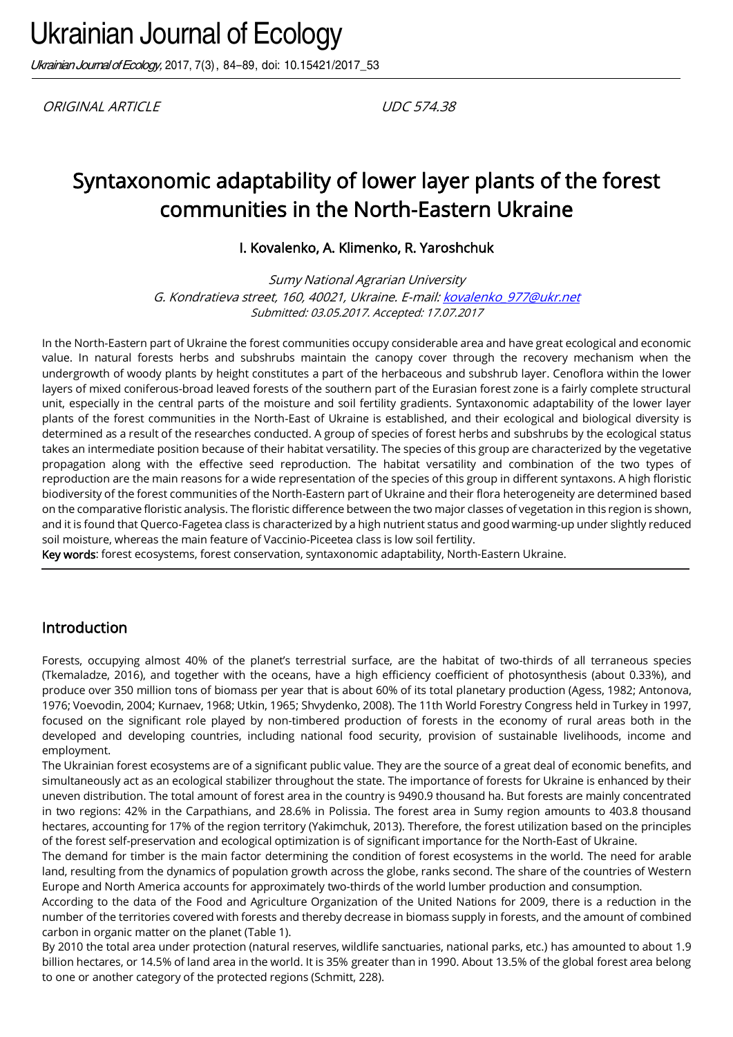ORIGINAL ARTICLE UDC 574.38

# Syntaxonomic adaptability of lower layer plants of the forest communities in the North-Eastern Ukraine

**I. Kovalenko, A. Klimenko, R. Yaroshchuk**

*Sumy National Agrarian University*
*G. Kondratieva street, 160, 40021, Ukraine. E-mail: kovalenko_977@ukr.net*
*Submitted: 03.05.2017. Accepted: 17.07.2017*

In the North-Eastern part of Ukraine the forest communities occupy considerable area and have great ecological and economic value. In natural forests herbs and subshrubs maintain the canopy cover through the recovery mechanism when the undergrowth of woody plants by height constitutes a part of the herbaceous and subshrub layer. Cenoflora within the lower layers of mixed coniferous-broad leaved forests of the southern part of the Eurasian forest zone is a fairly complete structural unit, especially in the central parts of the moisture and soil fertility gradients. Syntaxonomic adaptability of the lower layer plants of the forest communities in the North-East of Ukraine is established, and their ecological and biological diversity is determined as a result of the researches conducted. A group of species of forest herbs and subshrubs by the ecological status takes an intermediate position because of their habitat versatility. The species of this group are characterized by the vegetative propagation along with the effective seed reproduction. The habitat versatility and combination of the two types of reproduction are the main reasons for a wide representation of the species of this group in different syntaxons. A high floristic biodiversity of the forest communities of the North-Eastern part of Ukraine and their flora heterogeneity are determined based on the comparative floristic analysis. The floristic difference between the two major classes of vegetation in this region is shown, and it is found that Querco-Fagetea class is characterized by a high nutrient status and good warming-up under slightly reduced soil moisture, whereas the main feature of Vaccinio-Piceetea class is low soil fertility.

**Key words**: forest ecosystems, forest conservation, syntaxonomic adaptability, North-Eastern Ukraine.

## Introduction

Forests, occupying almost 40% of the planet's terrestrial surface, are the habitat of two-thirds of all terraneous species (Tkemaladze, 2016), and together with the oceans, have a high efficiency coefficient of photosynthesis (about 0.33%), and produce over 350 million tons of biomass per year that is about 60% of its total planetary production (Agess, 1982; Antonova, 1976; Voevodin, 2004; Kurnaev, 1968; Utkin, 1965; Shvydenko, 2008). The 11th World Forestry Congress held in Turkey in 1997, focused on the significant role played by non-timbered production of forests in the economy of rural areas both in the developed and developing countries, including national food security, provision of sustainable livelihoods, income and employment.

The Ukrainian forest ecosystems are of a significant public value. They are the source of a great deal of economic benefits, and simultaneously act as an ecological stabilizer throughout the state. The importance of forests for Ukraine is enhanced by their uneven distribution. The total amount of forest area in the country is 9490.9 thousand ha. But forests are mainly concentrated in two regions: 42% in the Carpathians, and 28.6% in Polissia. The forest area in Sumy region amounts to 403.8 thousand hectares, accounting for 17% of the region territory (Yakimchuk, 2013). Therefore, the forest utilization based on the principles of the forest self-preservation and ecological optimization is of significant importance for the North-East of Ukraine.

The demand for timber is the main factor determining the condition of forest ecosystems in the world. The need for arable land, resulting from the dynamics of population growth across the globe, ranks second. The share of the countries of Western Europe and North America accounts for approximately two-thirds of the world lumber production and consumption.

According to the data of the Food and Agriculture Organization of the United Nations for 2009, there is a reduction in the number of the territories covered with forests and thereby decrease in biomass supply in forests, and the amount of combined carbon in organic matter on the planet (Table 1).

By 2010 the total area under protection (natural reserves, wildlife sanctuaries, national parks, etc.) has amounted to about 1.9 billion hectares, or 14.5% of land area in the world. It is 35% greater than in 1990. About 13.5% of the global forest area belong to one or another category of the protected regions (Schmitt, 228).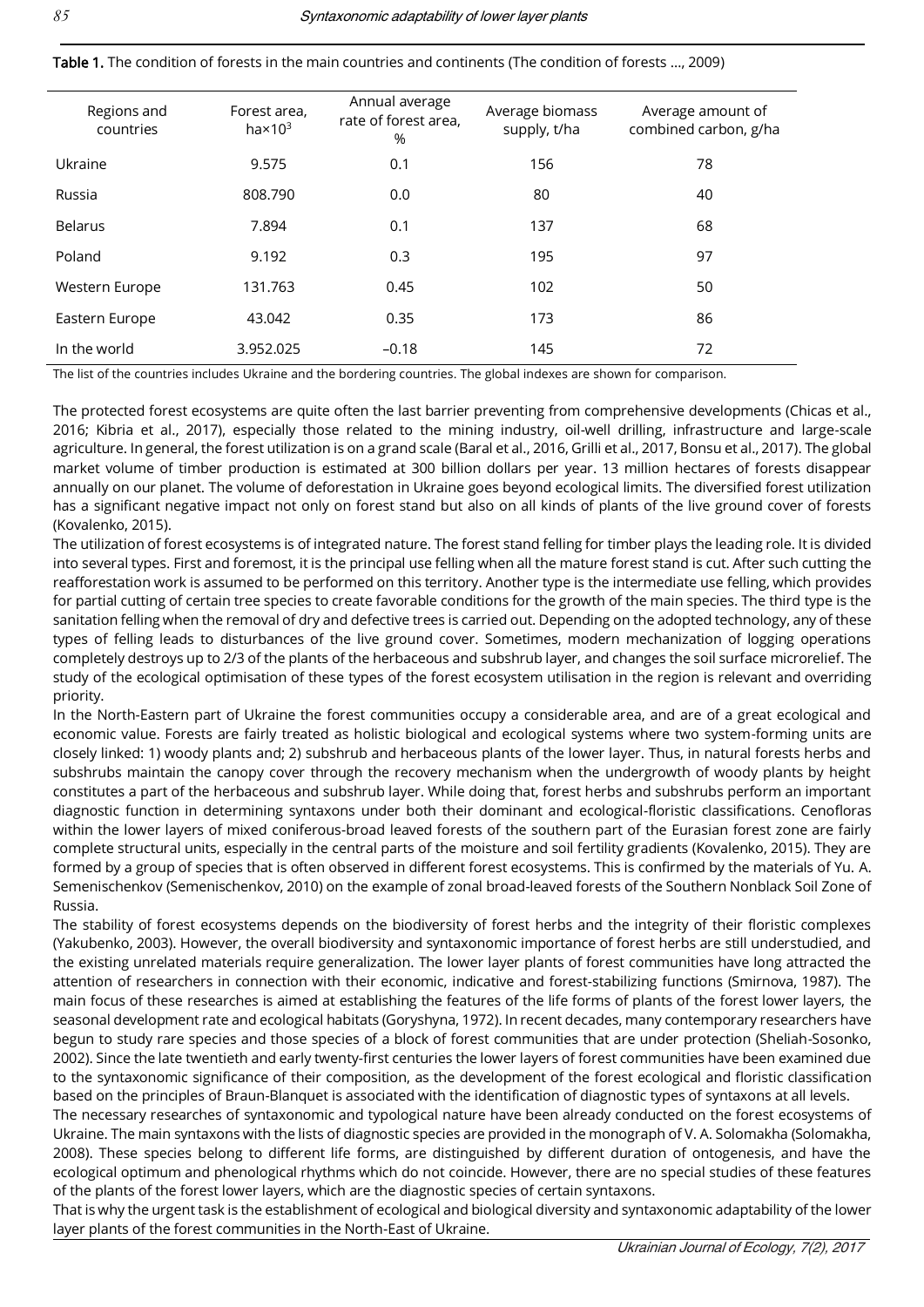**Table 1.** The condition of forests in the main countries and continents (The condition of forests ..., 2009)

| Regions and countries | Forest area, ha×$10^3$ | Annual average rate of forest area, % | Average biomass supply, t/ha | Average amount of combined carbon, g/ha |
|---|---|---|---|---|
| Ukraine | 9.575 | 0.1 | 156 | 78 |
| Russia | 808.790 | 0.0 | 80 | 40 |
| Belarus | 7.894 | 0.1 | 137 | 68 |
| Poland | 9.192 | 0.3 | 195 | 97 |
| Western Europe | 131.763 | 0.45 | 102 | 50 |
| Eastern Europe | 43.042 | 0.35 | 173 | 86 |
| In the world | 3.952.025 | –0.18 | 145 | 72 |

The list of the countries includes Ukraine and the bordering countries. The global indexes are shown for comparison.

The protected forest ecosystems are quite often the last barrier preventing from comprehensive developments (Chicas et al., 2016; Kibria et al., 2017), especially those related to the mining industry, oil-well drilling, infrastructure and large-scale agriculture. In general, the forest utilization is on a grand scale (Baral et al., 2016, Grilli et al., 2017, Bonsu et al., 2017). The global market volume of timber production is estimated at 300 billion dollars per year. 13 million hectares of forests disappear annually on our planet. The volume of deforestation in Ukraine goes beyond ecological limits. The diversified forest utilization has a significant negative impact not only on forest stand but also on all kinds of plants of the live ground cover of forests (Kovalenko, 2015).

The utilization of forest ecosystems is of integrated nature. The forest stand felling for timber plays the leading role. It is divided into several types. First and foremost, it is the principal use felling when all the mature forest stand is cut. After such cutting the reafforestation work is assumed to be performed on this territory. Another type is the intermediate use felling, which provides for partial cutting of certain tree species to create favorable conditions for the growth of the main species. The third type is the sanitation felling when the removal of dry and defective trees is carried out. Depending on the adopted technology, any of these types of felling leads to disturbances of the live ground cover. Sometimes, modern mechanization of logging operations completely destroys up to 2/3 of the plants of the herbaceous and subshrub layer, and changes the soil surface microrelief. The study of the ecological optimisation of these types of the forest ecosystem utilisation in the region is relevant and overriding priority.

In the North-Eastern part of Ukraine the forest communities occupy a considerable area, and are of a great ecological and economic value. Forests are fairly treated as holistic biological and ecological systems where two system-forming units are closely linked: 1) woody plants and; 2) subshrub and herbaceous plants of the lower layer. Thus, in natural forests herbs and subshrubs maintain the canopy cover through the recovery mechanism when the undergrowth of woody plants by height constitutes a part of the herbaceous and subshrub layer. While doing that, forest herbs and subshrubs perform an important diagnostic function in determining syntaxons under both their dominant and ecological-floristic classifications. Cenofloras within the lower layers of mixed coniferous-broad leaved forests of the southern part of the Eurasian forest zone are fairly complete structural units, especially in the central parts of the moisture and soil fertility gradients (Kovalenko, 2015). They are formed by a group of species that is often observed in different forest ecosystems. This is confirmed by the materials of Yu. A. Semenischenkov (Semenischenkov, 2010) on the example of zonal broad-leaved forests of the Southern Nonblack Soil Zone of Russia.

The stability of forest ecosystems depends on the biodiversity of forest herbs and the integrity of their floristic complexes (Yakubenko, 2003). However, the overall biodiversity and syntaxonomic importance of forest herbs are still understudied, and the existing unrelated materials require generalization. The lower layer plants of forest communities have long attracted the attention of researchers in connection with their economic, indicative and forest-stabilizing functions (Smirnova, 1987). The main focus of these researches is aimed at establishing the features of the life forms of plants of the forest lower layers, the seasonal development rate and ecological habitats (Goryshyna, 1972). In recent decades, many contemporary researchers have begun to study rare species and those species of a block of forest communities that are under protection (Sheliah-Sosonko, 2002). Since the late twentieth and early twenty-first centuries the lower layers of forest communities have been examined due to the syntaxonomic significance of their composition, as the development of the forest ecological and floristic classification based on the principles of Braun-Blanquet is associated with the identification of diagnostic types of syntaxons at all levels.

The necessary researches of syntaxonomic and typological nature have been already conducted on the forest ecosystems of Ukraine. The main syntaxons with the lists of diagnostic species are provided in the monograph of V. A. Solomakha (Solomakha, 2008). These species belong to different life forms, are distinguished by different duration of ontogenesis, and have the ecological optimum and phenological rhythms which do not coincide. However, there are no special studies of these features of the plants of the forest lower layers, which are the diagnostic species of certain syntaxons.

That is why the urgent task is the establishment of ecological and biological diversity and syntaxonomic adaptability of the lower layer plants of the forest communities in the North-East of Ukraine.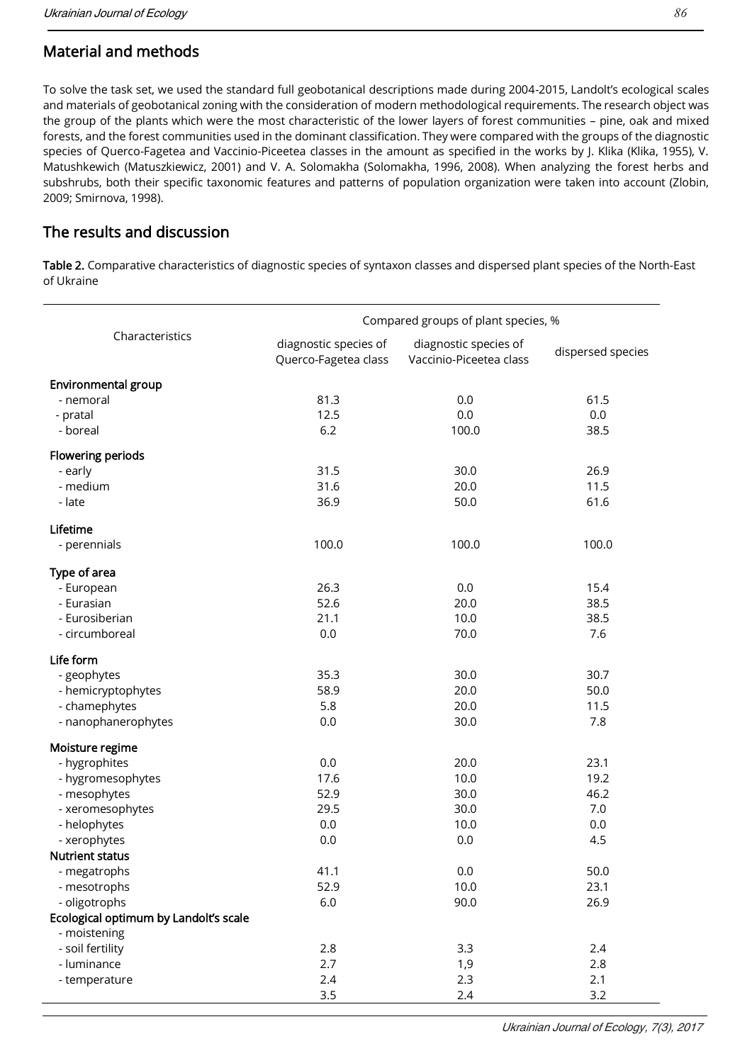## Material and methods

To solve the task set, we used the standard full geobotanical descriptions made during 2004-2015, Landolt's ecological scales and materials of geobotanical zoning with the consideration of modern methodological requirements. The research object was the group of the plants which were the most characteristic of the lower layers of forest communities – pine, oak and mixed forests, and the forest communities used in the dominant classification. They were compared with the groups of the diagnostic species of Querco-Fagetea and Vaccinio-Piceetea classes in the amount as specified in the works by J. Klika (Klika, 1955), V. Matushkewich (Matuszkiewicz, 2001) and V. A. Solomakha (Solomakha, 1996, 2008). When analyzing the forest herbs and subshrubs, both their specific taxonomic features and patterns of population organization were taken into account (Zlobin, 2009; Smirnova, 1998).

## The results and discussion

**Table 2.** Comparative characteristics of diagnostic species of syntaxon classes and dispersed plant species of the North-East of Ukraine

| Characteristics | Compared groups of plant species, % | | |
|---|---|---|---|
| | diagnostic species of Querco-Fagetea class | diagnostic species of Vaccinio-Piceetea class | dispersed species |
| **Environmental group** | | | |
| - nemoral | 81.3 | 0.0 | 61.5 |
| - pratal | 12.5 | 0.0 | 0.0 |
| - boreal | 6.2 | 100.0 | 38.5 |
| **Flowering periods** | | | |
| - early | 31.5 | 30.0 | 26.9 |
| - medium | 31.6 | 20.0 | 11.5 |
| - late | 36.9 | 50.0 | 61.6 |
| **Lifetime** | | | |
| - perennials | 100.0 | 100.0 | 100.0 |
| **Type of area** | | | |
| - European | 26.3 | 0.0 | 15.4 |
| - Eurasian | 52.6 | 20.0 | 38.5 |
| - Eurosiberian | 21.1 | 10.0 | 38.5 |
| - circumboreal | 0.0 | 70.0 | 7.6 |
| **Life form** | | | |
| - geophytes | 35.3 | 30.0 | 30.7 |
| - hemicryptophytes | 58.9 | 20.0 | 50.0 |
| - chamephytes | 5.8 | 20.0 | 11.5 |
| - nanophanerophytes | 0.0 | 30.0 | 7.8 |
| **Moisture regime** | | | |
| - hygrophites | 0.0 | 20.0 | 23.1 |
| - hygromesophytes | 17.6 | 10.0 | 19.2 |
| - mesophytes | 52.9 | 30.0 | 46.2 |
| - xeromesophytes | 29.5 | 30.0 | 7.0 |
| - helophytes | 0.0 | 10.0 | 0.0 |
| - xerophytes | 0.0 | 0.0 | 4.5 |
| **Nutrient status** | | | |
| - megatrophs | 41.1 | 0.0 | 50.0 |
| - mesotrophs | 52.9 | 10.0 | 23.1 |
| - oligotrophs | 6.0 | 90.0 | 26.9 |
| **Ecological optimum by Landolt's scale** | | | |
| - moistening | | | |
| - soil fertility | 2.8 | 3.3 | 2.4 |
| - luminance | 2.7 | 1,9 | 2.8 |
| - temperature | 2.4 | 2.3 | 2.1 |
| | 3.5 | 2.4 | 3.2 |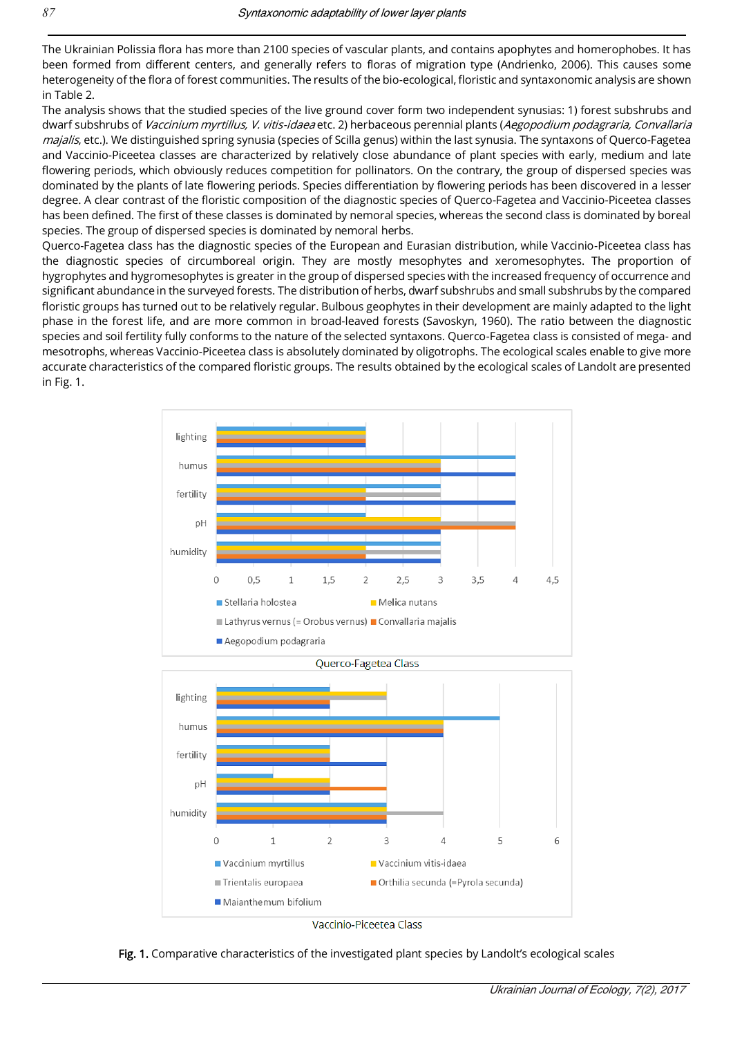The Ukrainian Polissia flora has more than 2100 species of vascular plants, and contains apophytes and homerophobes. It has been formed from different centers, and generally refers to floras of migration type (Andrienko, 2006). This causes some heterogeneity of the flora of forest communities. The results of the bio-ecological, floristic and syntaxonomic analysis are shown in Table 2.

The analysis shows that the studied species of the live ground cover form two independent synusias: 1) forest subshrubs and dwarf subshrubs of *Vaccinium myrtillus, V. vitis-idaea* etc. 2) herbaceous perennial plants (*Aegopodium podagraria, Convallaria majalis*, etc.). We distinguished spring synusia (species of Scilla genus) within the last synusia. The syntaxons of Querco-Fagetea and Vaccinio-Piceetea classes are characterized by relatively close abundance of plant species with early, medium and late flowering periods, which obviously reduces competition for pollinators. On the contrary, the group of dispersed species was dominated by the plants of late flowering periods. Species differentiation by flowering periods has been discovered in a lesser degree. A clear contrast of the floristic composition of the diagnostic species of Querco-Fagetea and Vaccinio-Piceetea classes has been defined. The first of these classes is dominated by nemoral species, whereas the second class is dominated by boreal species. The group of dispersed species is dominated by nemoral herbs.

Querco-Fagetea class has the diagnostic species of the European and Eurasian distribution, while Vaccinio-Piceetea class has the diagnostic species of circumboreal origin. They are mostly mesophytes and xeromesophytes. The proportion of hygrophytes and hygromesophytes is greater in the group of dispersed species with the increased frequency of occurrence and significant abundance in the surveyed forests. The distribution of herbs, dwarf subshrubs and small subshrubs by the compared floristic groups has turned out to be relatively regular. Bulbous geophytes in their development are mainly adapted to the light phase in the forest life, and are more common in broad-leaved forests (Savoskyn, 1960). The ratio between the diagnostic species and soil fertility fully conforms to the nature of the selected syntaxons. Querco-Fagetea class is consisted of mega- and mesotrophs, whereas Vaccinio-Piceetea class is absolutely dominated by oligotrophs. The ecological scales enable to give more accurate characteristics of the compared floristic groups. The results obtained by the ecological scales of Landolt are presented in Fig. 1.

Querco-Fagetea Class

Vaccinio-Piceetea Class

**Fig. 1.** Comparative characteristics of the investigated plant species by Landolt's ecological scales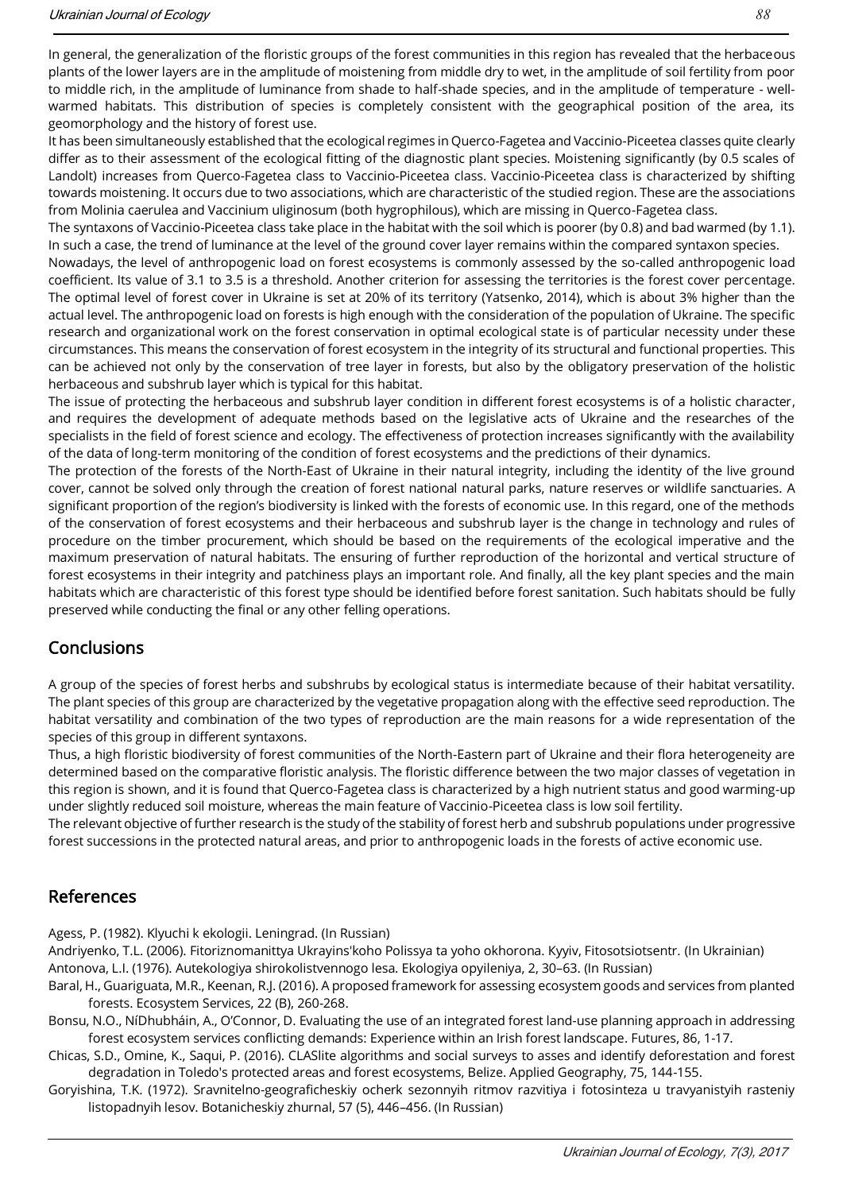In general, the generalization of the floristic groups of the forest communities in this region has revealed that the herbaceous plants of the lower layers are in the amplitude of moistening from middle dry to wet, in the amplitude of soil fertility from poor to middle rich, in the amplitude of luminance from shade to half-shade species, and in the amplitude of temperature - well-warmed habitats. This distribution of species is completely consistent with the geographical position of the area, its geomorphology and the history of forest use.

It has been simultaneously established that the ecological regimes in Querco-Fagetea and Vaccinio-Piceetea classes quite clearly differ as to their assessment of the ecological fitting of the diagnostic plant species. Moistening significantly (by 0.5 scales of Landolt) increases from Querco-Fagetea class to Vaccinio-Piceetea class. Vaccinio-Piceetea class is characterized by shifting towards moistening. It occurs due to two associations, which are characteristic of the studied region. These are the associations from Molinia caerulea and Vaccinium uliginosum (both hygrophilous), which are missing in Querco-Fagetea class.

The syntaxons of Vaccinio-Piceetea class take place in the habitat with the soil which is poorer (by 0.8) and bad warmed (by 1.1). In such a case, the trend of luminance at the level of the ground cover layer remains within the compared syntaxon species.

Nowadays, the level of anthropogenic load on forest ecosystems is commonly assessed by the so-called anthropogenic load coefficient. Its value of 3.1 to 3.5 is a threshold. Another criterion for assessing the territories is the forest cover percentage. The optimal level of forest cover in Ukraine is set at 20% of its territory (Yatsenko, 2014), which is about 3% higher than the actual level. The anthropogenic load on forests is high enough with the consideration of the population of Ukraine. The specific research and organizational work on the forest conservation in optimal ecological state is of particular necessity under these circumstances. This means the conservation of forest ecosystem in the integrity of its structural and functional properties. This can be achieved not only by the conservation of tree layer in forests, but also by the obligatory preservation of the holistic herbaceous and subshrub layer which is typical for this habitat.

The issue of protecting the herbaceous and subshrub layer condition in different forest ecosystems is of a holistic character, and requires the development of adequate methods based on the legislative acts of Ukraine and the researches of the specialists in the field of forest science and ecology. The effectiveness of protection increases significantly with the availability of the data of long-term monitoring of the condition of forest ecosystems and the predictions of their dynamics.

The protection of the forests of the North-East of Ukraine in their natural integrity, including the identity of the live ground cover, cannot be solved only through the creation of forest national natural parks, nature reserves or wildlife sanctuaries. A significant proportion of the region's biodiversity is linked with the forests of economic use. In this regard, one of the methods of the conservation of forest ecosystems and their herbaceous and subshrub layer is the change in technology and rules of procedure on the timber procurement, which should be based on the requirements of the ecological imperative and the maximum preservation of natural habitats. The ensuring of further reproduction of the horizontal and vertical structure of forest ecosystems in their integrity and patchiness plays an important role. And finally, all the key plant species and the main habitats which are characteristic of this forest type should be identified before forest sanitation. Such habitats should be fully preserved while conducting the final or any other felling operations.

## Conclusions

A group of the species of forest herbs and subshrubs by ecological status is intermediate because of their habitat versatility. The plant species of this group are characterized by the vegetative propagation along with the effective seed reproduction. The habitat versatility and combination of the two types of reproduction are the main reasons for a wide representation of the species of this group in different syntaxons.

Thus, a high floristic biodiversity of forest communities of the North-Eastern part of Ukraine and their flora heterogeneity are determined based on the comparative floristic analysis. The floristic difference between the two major classes of vegetation in this region is shown, and it is found that Querco-Fagetea class is characterized by a high nutrient status and good warming-up under slightly reduced soil moisture, whereas the main feature of Vaccinio-Piceetea class is low soil fertility.

The relevant objective of further research is the study of the stability of forest herb and subshrub populations under progressive forest successions in the protected natural areas, and prior to anthropogenic loads in the forests of active economic use.

## References

Agess, P. (1982). Klyuchi k ekologii. Leningrad. (In Russian)

Andriyenko, T.L. (2006). Fitoriznomanittya Ukrayins'koho Polissya ta yoho okhorona. Kyyiv, Fitosotsiotsentr. (In Ukrainian)

Antonova, L.I. (1976). Autekologiya shirokolistvennogo lesa. Ekologiya opyileniya, 2, 30–63. (In Russian)

Baral, H., Guariguata, M.R., Keenan, R.J. (2016). A proposed framework for assessing ecosystem goods and services from planted forests. Ecosystem Services, 22 (B), 260-268.

Bonsu, N.O., NíDhubháin, A., O'Connor, D. Evaluating the use of an integrated forest land-use planning approach in addressing forest ecosystem services conflicting demands: Experience within an Irish forest landscape. Futures, 86, 1-17.

Chicas, S.D., Omine, K., Saqui, P. (2016). CLASlite algorithms and social surveys to asses and identify deforestation and forest degradation in Toledo's protected areas and forest ecosystems, Belize. Applied Geography, 75, 144-155.

Goryishina, T.K. (1972). Sravnitelno-geograficheskiy ocherk sezonnyih ritmov razvitiya i fotosinteza u travyanistyih rasteniy listopadnyih lesov. Botanicheskiy zhurnal, 57 (5), 446–456. (In Russian)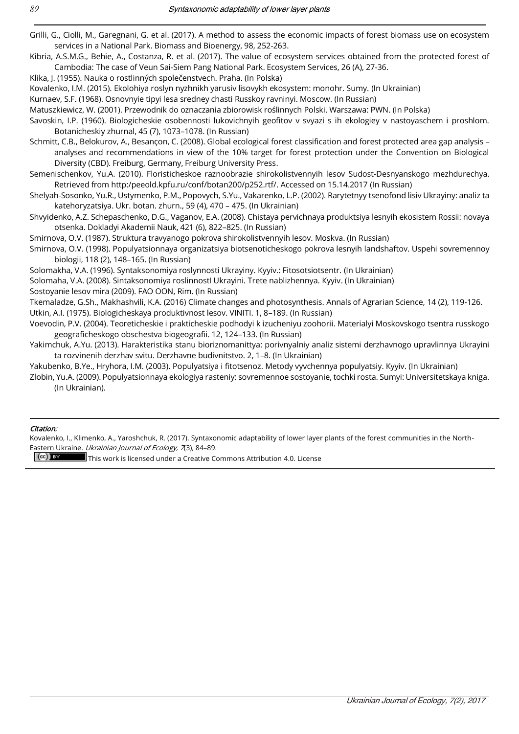Grilli, G., Ciolli, M., Garegnani, G. et al. (2017). A method to assess the economic impacts of forest biomass use on ecosystem services in a National Park. Biomass and Bioenergy, 98, 252-263.

Kibria, A.S.M.G., Behie, A., Costanza, R. et al. (2017). The value of ecosystem services obtained from the protected forest of Cambodia: The case of Veun Sai-Siem Pang National Park. Ecosystem Services, 26 (A), 27-36.

Klika, J. (1955). Nauka o rostlinných společenstvech. Praha. (In Polska)

Kovalenko, I.M. (2015). Ekolohiya roslyn nyzhnikh yarusiv lisovykh ekosystem: monohr. Sumy. (In Ukrainian)

Kurnaev, S.F. (1968). Osnovnyie tipyi lesa sredney chasti Russkoy ravninyi. Moscow. (In Russian)

Matuszkiewicz, W. (2001). Przewodnik do oznaczania zbiorowisk roślinnych Polski. Warszawa: PWN. (In Polska)

Savoskin, I.P. (1960). Biologicheskie osobennosti lukovichnyih geofitov v svyazi s ih ekologiey v nastoyaschem i proshlom. Botanicheskiy zhurnal, 45 (7), 1073–1078. (In Russian)

Schmitt, C.B., Belokurov, A., Besançon, C. (2008). Global ecological forest classification and forest protected area gap analysis – analyses and recommendations in view of the 10% target for forest protection under the Convention on Biological Diversity (CBD). Freiburg, Germany, Freiburg University Press.

Semenischenkov, Yu.A. (2010). Floristicheskoe raznoobrazie shirokolistvennyih lesov Sudost-Desnyanskogo mezhdurechya. Retrieved from http:/peeold.kpfu.ru/conf/botan200/p252.rtf/. Accessed on 15.14.2017 (In Russian)

Shelyah-Sosonko, Yu.R., Ustymenko, P.M., Popovych, S.Yu., Vakarenko, L.P. (2002). Rarytetnyy tsenofond lisiv Ukrayiny: analiz ta katehoryzatsiya. Ukr. botan. zhurn., 59 (4), 470 – 475. (In Ukrainian)

Shvyidenko, A.Z. Schepaschenko, D.G., Vaganov, E.A. (2008). Chistaya pervichnaya produktsiya lesnyih ekosistem Rossii: novaya otsenka. Dokladyi Akademii Nauk, 421 (6), 822–825. (In Russian)

Smirnova, O.V. (1987). Struktura travyanogo pokrova shirokolistvennyih lesov. Moskva. (In Russian)

Smirnova, O.V. (1998). Populyatsionnaya organizatsiya biotsenoticheskogo pokrova lesnyih landshaftov. Uspehi sovremennoy biologii, 118 (2), 148–165. (In Russian)

Solomakha, V.A. (1996). Syntaksonomiya roslynnosti Ukrayiny. Kyyiv.: Fitosotsiotsentr. (In Ukrainian)

Solomaha, V.A. (2008). Sintaksonomiya roslinnostI Ukrayini. Trete nablizhennya. Kyyiv. (In Ukrainian)

Sostoyanie lesov mira (2009). FAO OON, Rim. (In Russian)

Tkemaladze, G.Sh., Makhashvili, K.A. (2016) Climate changes and photosynthesis. Annals of Agrarian Science, 14 (2), 119-126.

Utkin, A.I. (1975). Biologicheskaya produktivnost lesov. VINITI. 1, 8–189. (In Russian)

Voevodin, P.V. (2004). Teoreticheskie i prakticheskie podhodyi k izucheniyu zoohorii. Materialyi Moskovskogo tsentra russkogo geograficheskogo obschestva biogeografii. 12, 124–133. (In Russian)

Yakimchuk, A.Yu. (2013). Harakteristika stanu bioriznomanittya: porivnyalniy analiz sistemi derzhavnogo upravlinnya Ukrayini ta rozvinenih derzhav svitu. Derzhavne budivnitstvo. 2, 1–8. (In Ukrainian)

Yakubenko, B.Ye., Hryhora, I.M. (2003). Populyatsiya i fitotsenoz. Metody vyvchennya populyatsiy. Kyyiv. (In Ukrainian)

Zlobin, Yu.A. (2009). Populyatsionnaya ekologiya rasteniy: sovremennoe sostoyanie, tochki rosta. Sumyi: Universitetskaya kniga. (In Ukrainian).

***Citation:***

Kovalenko, I., Klimenko, A., Yaroshchuk, R. (2017). Syntaxonomic adaptability of lower layer plants of the forest communities in the North-Eastern Ukraine. *Ukrainian Journal of Ecology, 7*(3), 84–89.

This work is licensed under a Creative Commons Attribution 4.0. License